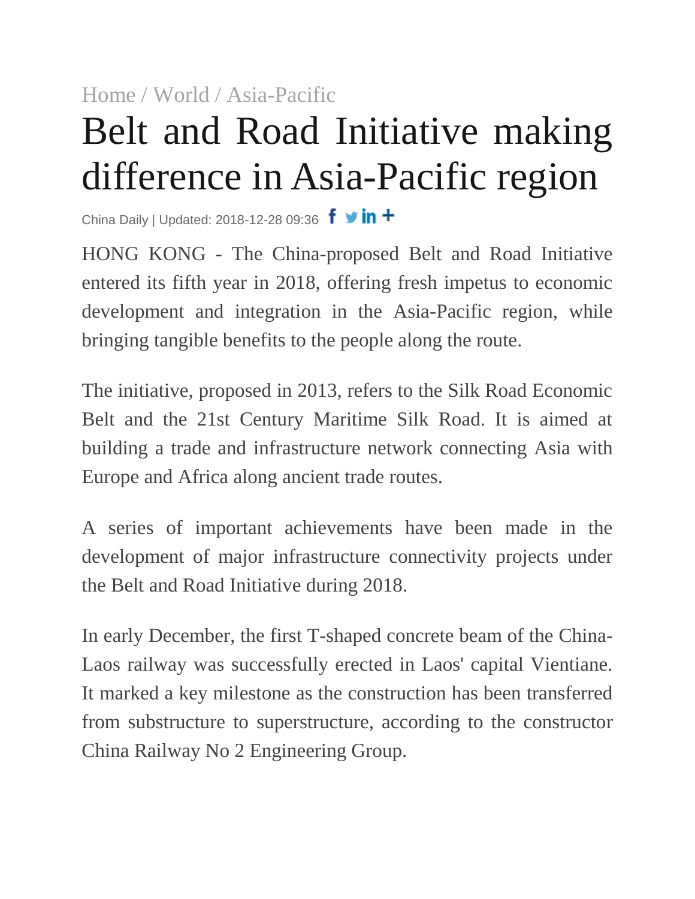Home / World / Asia-Pacific

# Belt and Road Initiative making difference in Asia-Pacific region

China Daily | Updated: 2018-12-28 09:36

HONG KONG - The China-proposed Belt and Road Initiative entered its fifth year in 2018, offering fresh impetus to economic development and integration in the Asia-Pacific region, while bringing tangible benefits to the people along the route.

The initiative, proposed in 2013, refers to the Silk Road Economic Belt and the 21st Century Maritime Silk Road. It is aimed at building a trade and infrastructure network connecting Asia with Europe and Africa along ancient trade routes.

A series of important achievements have been made in the development of major infrastructure connectivity projects under the Belt and Road Initiative during 2018.

In early December, the first T-shaped concrete beam of the China-Laos railway was successfully erected in Laos' capital Vientiane. It marked a key milestone as the construction has been transferred from substructure to superstructure, according to the constructor China Railway No 2 Engineering Group.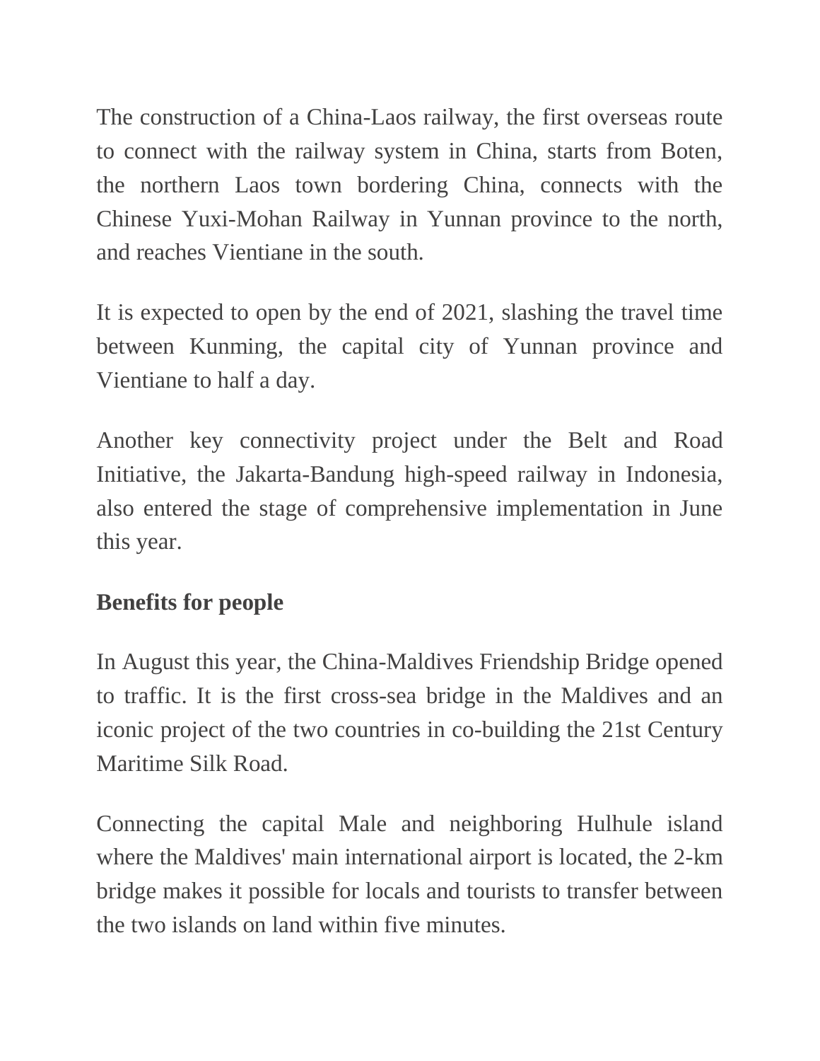The construction of a China-Laos railway, the first overseas route to connect with the railway system in China, starts from Boten, the northern Laos town bordering China, connects with the Chinese Yuxi-Mohan Railway in Yunnan province to the north, and reaches Vientiane in the south.

It is expected to open by the end of 2021, slashing the travel time between Kunming, the capital city of Yunnan province and Vientiane to half a day.

Another key connectivity project under the Belt and Road Initiative, the Jakarta-Bandung high-speed railway in Indonesia, also entered the stage of comprehensive implementation in June this year.

**Benefits for people**

In August this year, the China-Maldives Friendship Bridge opened to traffic. It is the first cross-sea bridge in the Maldives and an iconic project of the two countries in co-building the 21st Century Maritime Silk Road.

Connecting the capital Male and neighboring Hulhule island where the Maldives' main international airport is located, the 2-km bridge makes it possible for locals and tourists to transfer between the two islands on land within five minutes.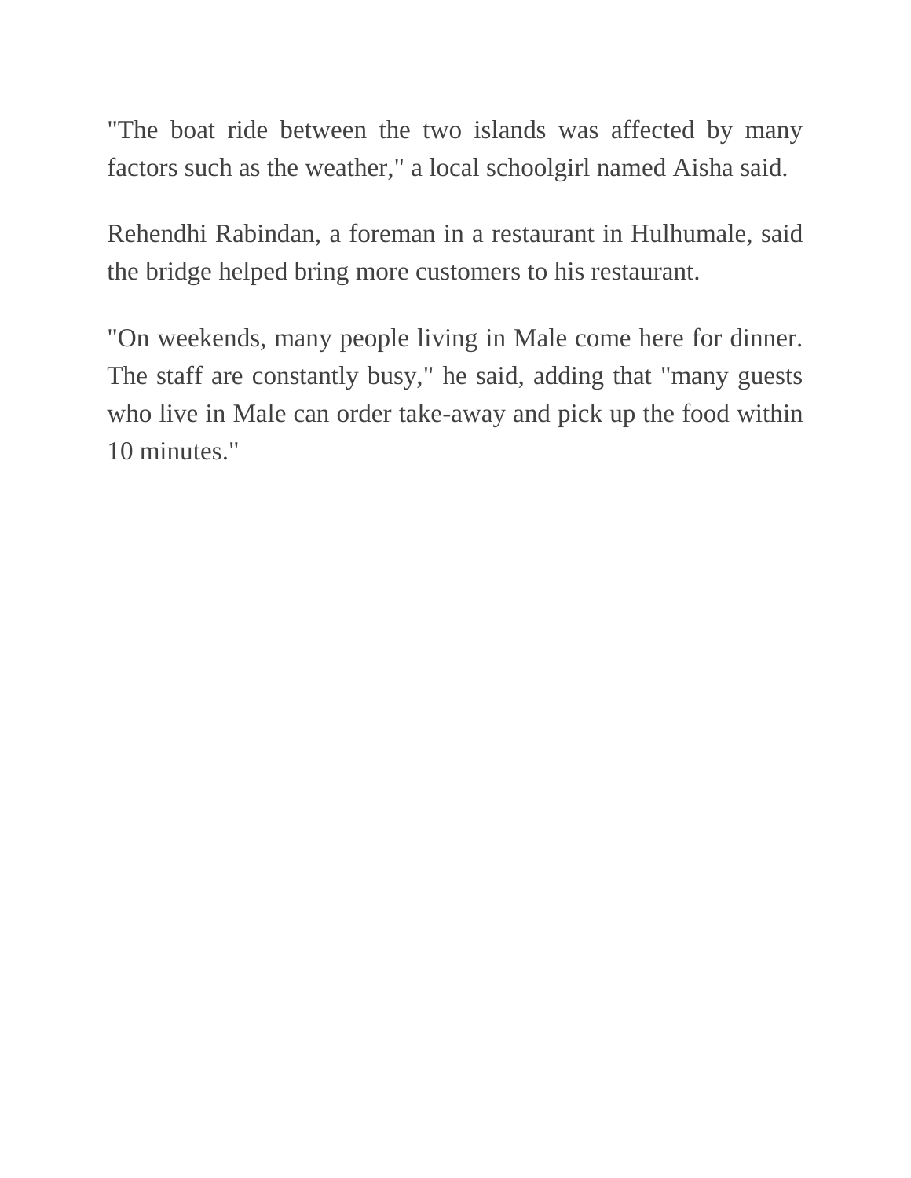"The boat ride between the two islands was affected by many factors such as the weather," a local schoolgirl named Aisha said.

Rehendhi Rabindan, a foreman in a restaurant in Hulhumale, said the bridge helped bring more customers to his restaurant.

"On weekends, many people living in Male come here for dinner. The staff are constantly busy," he said, adding that "many guests who live in Male can order take-away and pick up the food within 10 minutes."